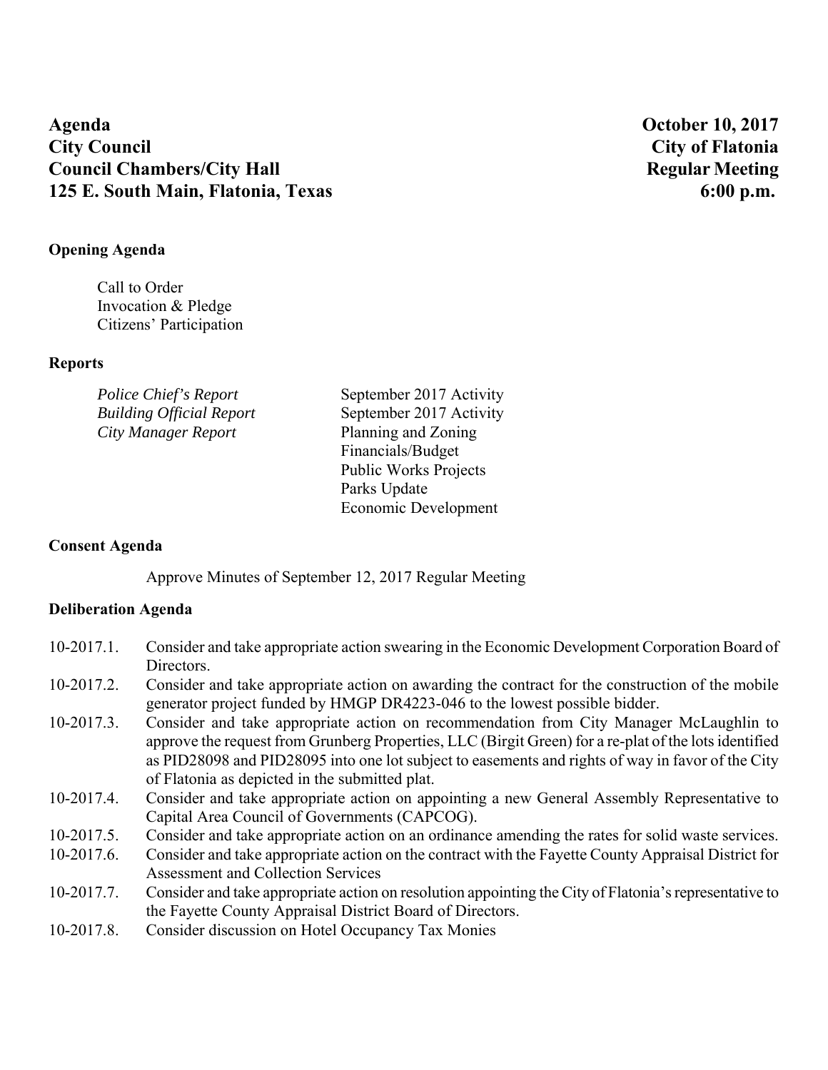**Agenda** **October 10, 2017**
**City Council** **City of Flatonia**
**Council Chambers/City Hall** **Regular Meeting**
**125 E. South Main, Flatonia, Texas** **6:00 p.m.**

**Opening Agenda**

Call to Order
Invocation & Pledge
Citizens' Participation

**Reports**

| | |
|---|---|
| *Police Chief's Report* | September 2017 Activity |
| *Building Official Report* | September 2017 Activity |
| *City Manager Report* | Planning and Zoning |
| | Financials/Budget |
| | Public Works Projects |
| | Parks Update |
| | Economic Development |

**Consent Agenda**

Approve Minutes of September 12, 2017 Regular Meeting

**Deliberation Agenda**

10-2017.1. Consider and take appropriate action swearing in the Economic Development Corporation Board of Directors.

10-2017.2. Consider and take appropriate action on awarding the contract for the construction of the mobile generator project funded by HMGP DR4223-046 to the lowest possible bidder.

10-2017.3. Consider and take appropriate action on recommendation from City Manager McLaughlin to approve the request from Grunberg Properties, LLC (Birgit Green) for a re-plat of the lots identified as PID28098 and PID28095 into one lot subject to easements and rights of way in favor of the City of Flatonia as depicted in the submitted plat.

10-2017.4. Consider and take appropriate action on appointing a new General Assembly Representative to Capital Area Council of Governments (CAPCOG).

10-2017.5. Consider and take appropriate action on an ordinance amending the rates for solid waste services.

10-2017.6. Consider and take appropriate action on the contract with the Fayette County Appraisal District for Assessment and Collection Services

10-2017.7. Consider and take appropriate action on resolution appointing the City of Flatonia's representative to the Fayette County Appraisal District Board of Directors.

10-2017.8. Consider discussion on Hotel Occupancy Tax Monies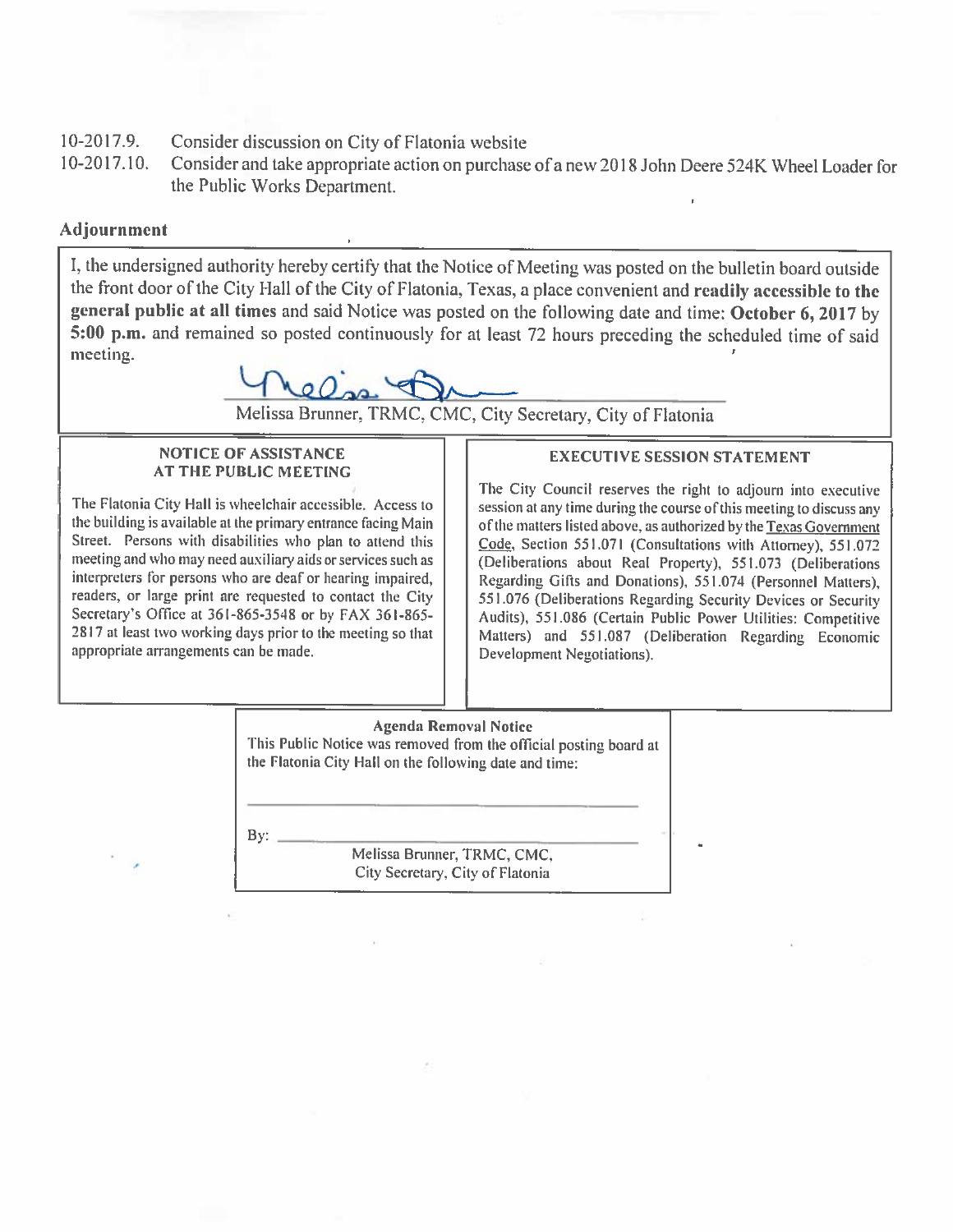10-2017.9. Consider discussion on City of Flatonia website

10-2017.10. Consider and take appropriate action on purchase of a new 2018 John Deere 524K Wheel Loader for the Public Works Department.

**Adjournment**

I, the undersigned authority hereby certify that the Notice of Meeting was posted on the bulletin board outside the front door of the City Hall of the City of Flatonia, Texas, a place convenient and **readily accessible to the general public at all times** and said Notice was posted on the following date and time: **October 6, 2017** by **5:00 p.m.** and remained so posted continuously for at least 72 hours preceding the scheduled time of said meeting.

Melissa Brunner, TRMC, CMC, City Secretary, City of Flatonia

**NOTICE OF ASSISTANCE AT THE PUBLIC MEETING**

The Flatonia City Hall is wheelchair accessible. Access to the building is available at the primary entrance facing Main Street. Persons with disabilities who plan to attend this meeting and who may need auxiliary aids or services such as interpreters for persons who are deaf or hearing impaired, readers, or large print are requested to contact the City Secretary's Office at 361-865-3548 or by FAX 361-865-2817 at least two working days prior to the meeting so that appropriate arrangements can be made.

**EXECUTIVE SESSION STATEMENT**

The City Council reserves the right to adjourn into executive session at any time during the course of this meeting to discuss any of the matters listed above, as authorized by the Texas Government Code, Section 551.071 (Consultations with Attorney), 551.072 (Deliberations about Real Property), 551.073 (Deliberations Regarding Gifts and Donations), 551.074 (Personnel Matters), 551.076 (Deliberations Regarding Security Devices or Security Audits), 551.086 (Certain Public Power Utilities: Competitive Matters) and 551.087 (Deliberation Regarding Economic Development Negotiations).

**Agenda Removal Notice**

This Public Notice was removed from the official posting board at the Flatonia City Hall on the following date and time:

\_\_\_\_\_\_\_\_\_\_\_\_\_\_\_\_\_\_\_\_\_\_\_\_\_\_\_\_\_\_

By: \_\_\_\_\_\_\_\_\_\_\_\_\_\_\_\_\_\_\_\_\_\_\_\_\_\_\_\_\_\_

Melissa Brunner, TRMC, CMC,
City Secretary, City of Flatonia